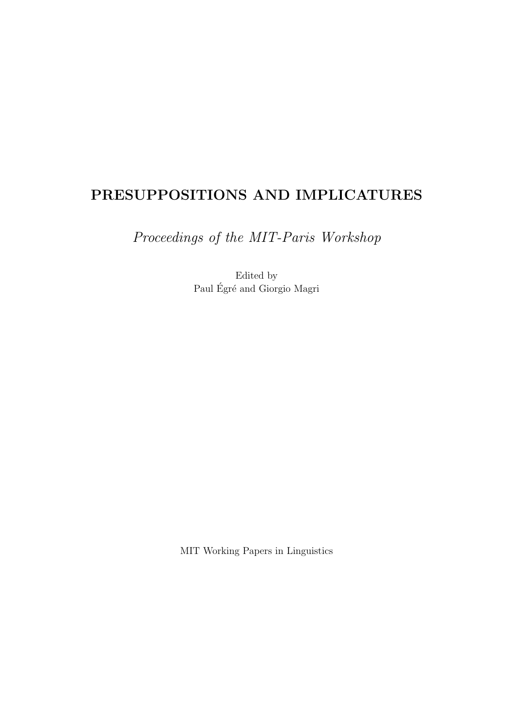# PRESUPPOSITIONS AND IMPLICATURES

*Proceedings of the MIT-Paris Workshop*

Edited by
Paul Égré and Giorgio Magri

MIT Working Papers in Linguistics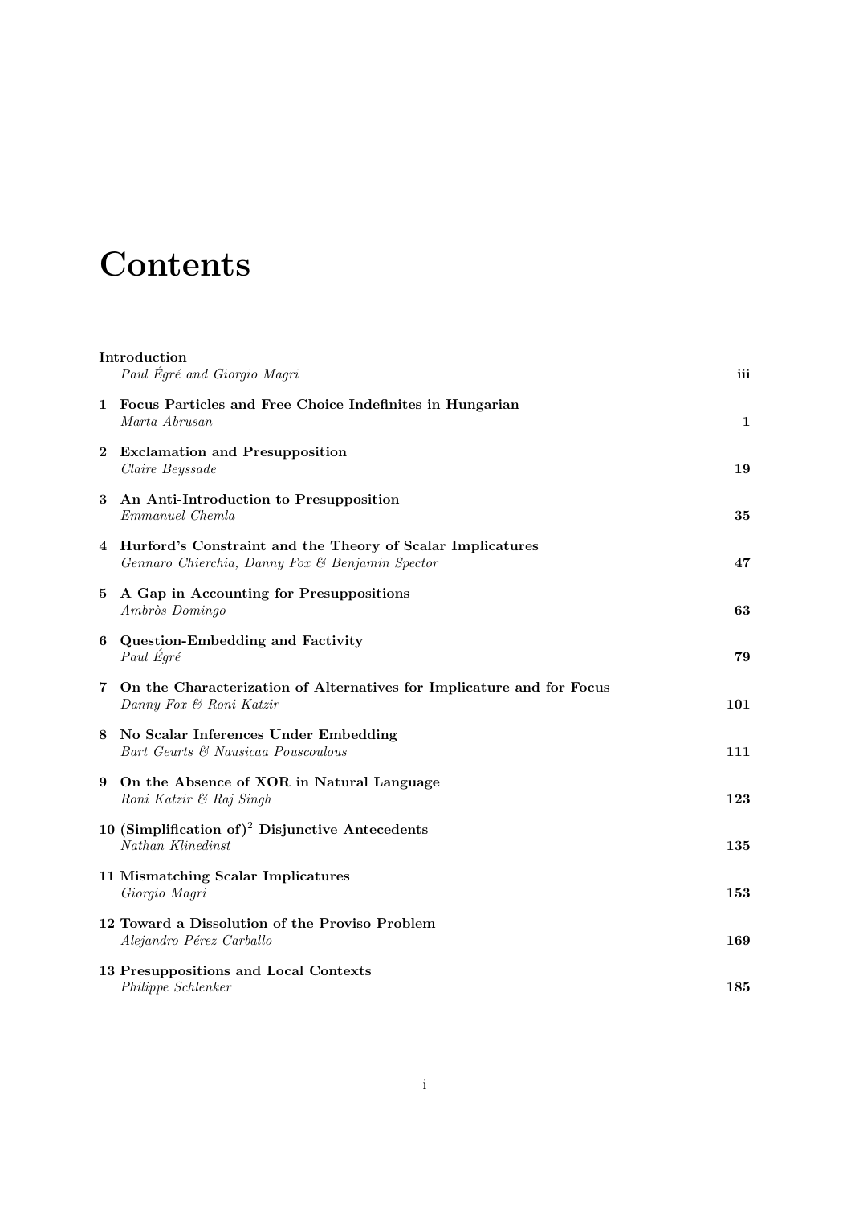# Contents

**Introduction**
*Paul Égré and Giorgio Magri* **iii**

**1 Focus Particles and Free Choice Indefinites in Hungarian**
*Marta Abrusan* **1**

**2 Exclamation and Presupposition**
*Claire Beyssade* **19**

**3 An Anti-Introduction to Presupposition**
*Emmanuel Chemla* **35**

**4 Hurford's Constraint and the Theory of Scalar Implicatures**
*Gennaro Chierchia, Danny Fox & Benjamin Spector* **47**

**5 A Gap in Accounting for Presuppositions**
*Ambròs Domingo* **63**

**6 Question-Embedding and Factivity**
*Paul Égré* **79**

**7 On the Characterization of Alternatives for Implicature and for Focus**
*Danny Fox & Roni Katzir* **101**

**8 No Scalar Inferences Under Embedding**
*Bart Geurts & Nausicaa Pouscoulous* **111**

**9 On the Absence of XOR in Natural Language**
*Roni Katzir & Raj Singh* **123**

**10 (Simplification of)$^2$ Disjunctive Antecedents**
*Nathan Klinedinst* **135**

**11 Mismatching Scalar Implicatures**
*Giorgio Magri* **153**

**12 Toward a Dissolution of the Proviso Problem**
*Alejandro Pérez Carballo* **169**

**13 Presuppositions and Local Contexts**
*Philippe Schlenker* **185**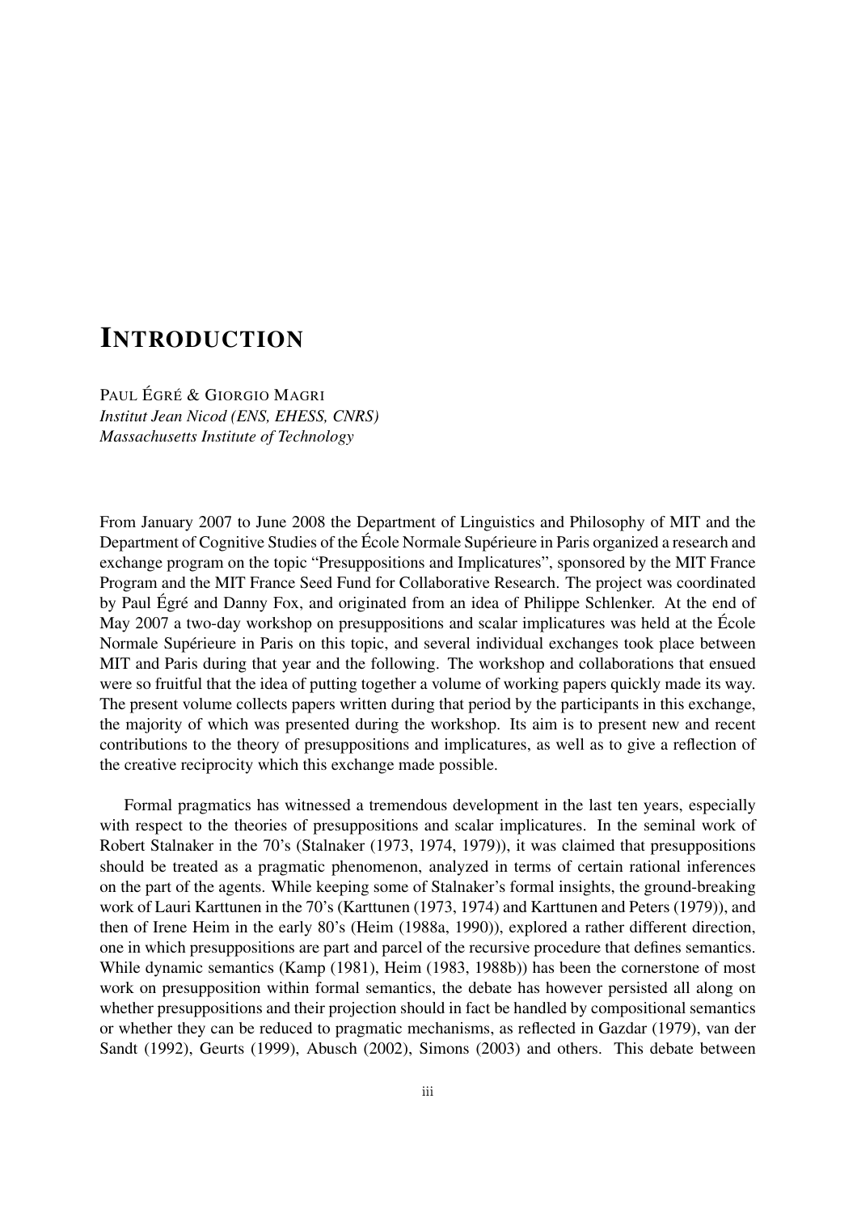# INTRODUCTION

PAUL ÉGRÉ & GIORGIO MAGRI
*Institut Jean Nicod (ENS, EHESS, CNRS)*
*Massachusetts Institute of Technology*

From January 2007 to June 2008 the Department of Linguistics and Philosophy of MIT and the Department of Cognitive Studies of the École Normale Supérieure in Paris organized a research and exchange program on the topic "Presuppositions and Implicatures", sponsored by the MIT France Program and the MIT France Seed Fund for Collaborative Research. The project was coordinated by Paul Égré and Danny Fox, and originated from an idea of Philippe Schlenker. At the end of May 2007 a two-day workshop on presuppositions and scalar implicatures was held at the École Normale Supérieure in Paris on this topic, and several individual exchanges took place between MIT and Paris during that year and the following. The workshop and collaborations that ensued were so fruitful that the idea of putting together a volume of working papers quickly made its way. The present volume collects papers written during that period by the participants in this exchange, the majority of which was presented during the workshop. Its aim is to present new and recent contributions to the theory of presuppositions and implicatures, as well as to give a reflection of the creative reciprocity which this exchange made possible.

Formal pragmatics has witnessed a tremendous development in the last ten years, especially with respect to the theories of presuppositions and scalar implicatures. In the seminal work of Robert Stalnaker in the 70's (Stalnaker (1973, 1974, 1979)), it was claimed that presuppositions should be treated as a pragmatic phenomenon, analyzed in terms of certain rational inferences on the part of the agents. While keeping some of Stalnaker's formal insights, the ground-breaking work of Lauri Karttunen in the 70's (Karttunen (1973, 1974) and Karttunen and Peters (1979)), and then of Irene Heim in the early 80's (Heim (1988a, 1990)), explored a rather different direction, one in which presuppositions are part and parcel of the recursive procedure that defines semantics. While dynamic semantics (Kamp (1981), Heim (1983, 1988b)) has been the cornerstone of most work on presupposition within formal semantics, the debate has however persisted all along on whether presuppositions and their projection should in fact be handled by compositional semantics or whether they can be reduced to pragmatic mechanisms, as reflected in Gazdar (1979), van der Sandt (1992), Geurts (1999), Abusch (2002), Simons (2003) and others. This debate between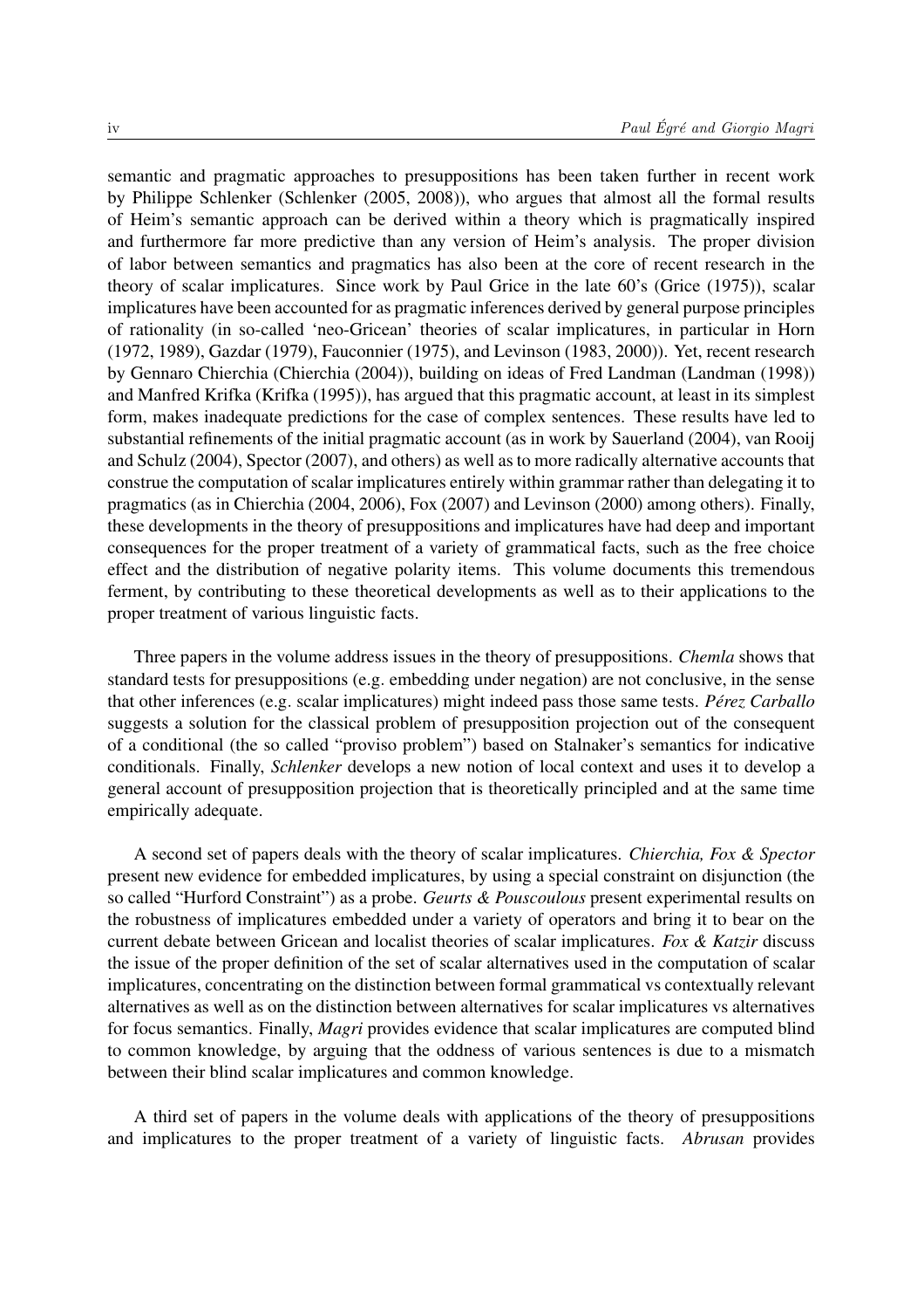semantic and pragmatic approaches to presuppositions has been taken further in recent work by Philippe Schlenker (Schlenker (2005, 2008)), who argues that almost all the formal results of Heim's semantic approach can be derived within a theory which is pragmatically inspired and furthermore far more predictive than any version of Heim's analysis. The proper division of labor between semantics and pragmatics has also been at the core of recent research in the theory of scalar implicatures. Since work by Paul Grice in the late 60's (Grice (1975)), scalar implicatures have been accounted for as pragmatic inferences derived by general purpose principles of rationality (in so-called 'neo-Gricean' theories of scalar implicatures, in particular in Horn (1972, 1989), Gazdar (1979), Fauconnier (1975), and Levinson (1983, 2000)). Yet, recent research by Gennaro Chierchia (Chierchia (2004)), building on ideas of Fred Landman (Landman (1998)) and Manfred Krifka (Krifka (1995)), has argued that this pragmatic account, at least in its simplest form, makes inadequate predictions for the case of complex sentences. These results have led to substantial refinements of the initial pragmatic account (as in work by Sauerland (2004), van Rooij and Schulz (2004), Spector (2007), and others) as well as to more radically alternative accounts that construe the computation of scalar implicatures entirely within grammar rather than delegating it to pragmatics (as in Chierchia (2004, 2006), Fox (2007) and Levinson (2000) among others). Finally, these developments in the theory of presuppositions and implicatures have had deep and important consequences for the proper treatment of a variety of grammatical facts, such as the free choice effect and the distribution of negative polarity items. This volume documents this tremendous ferment, by contributing to these theoretical developments as well as to their applications to the proper treatment of various linguistic facts.

Three papers in the volume address issues in the theory of presuppositions. *Chemla* shows that standard tests for presuppositions (e.g. embedding under negation) are not conclusive, in the sense that other inferences (e.g. scalar implicatures) might indeed pass those same tests. *Pérez Carballo* suggests a solution for the classical problem of presupposition projection out of the consequent of a conditional (the so called "proviso problem") based on Stalnaker's semantics for indicative conditionals. Finally, *Schlenker* develops a new notion of local context and uses it to develop a general account of presupposition projection that is theoretically principled and at the same time empirically adequate.

A second set of papers deals with the theory of scalar implicatures. *Chierchia, Fox & Spector* present new evidence for embedded implicatures, by using a special constraint on disjunction (the so called "Hurford Constraint") as a probe. *Geurts & Pouscoulous* present experimental results on the robustness of implicatures embedded under a variety of operators and bring it to bear on the current debate between Gricean and localist theories of scalar implicatures. *Fox & Katzir* discuss the issue of the proper definition of the set of scalar alternatives used in the computation of scalar implicatures, concentrating on the distinction between formal grammatical vs contextually relevant alternatives as well as on the distinction between alternatives for scalar implicatures vs alternatives for focus semantics. Finally, *Magri* provides evidence that scalar implicatures are computed blind to common knowledge, by arguing that the oddness of various sentences is due to a mismatch between their blind scalar implicatures and common knowledge.

A third set of papers in the volume deals with applications of the theory of presuppositions and implicatures to the proper treatment of a variety of linguistic facts. *Abrusan* provides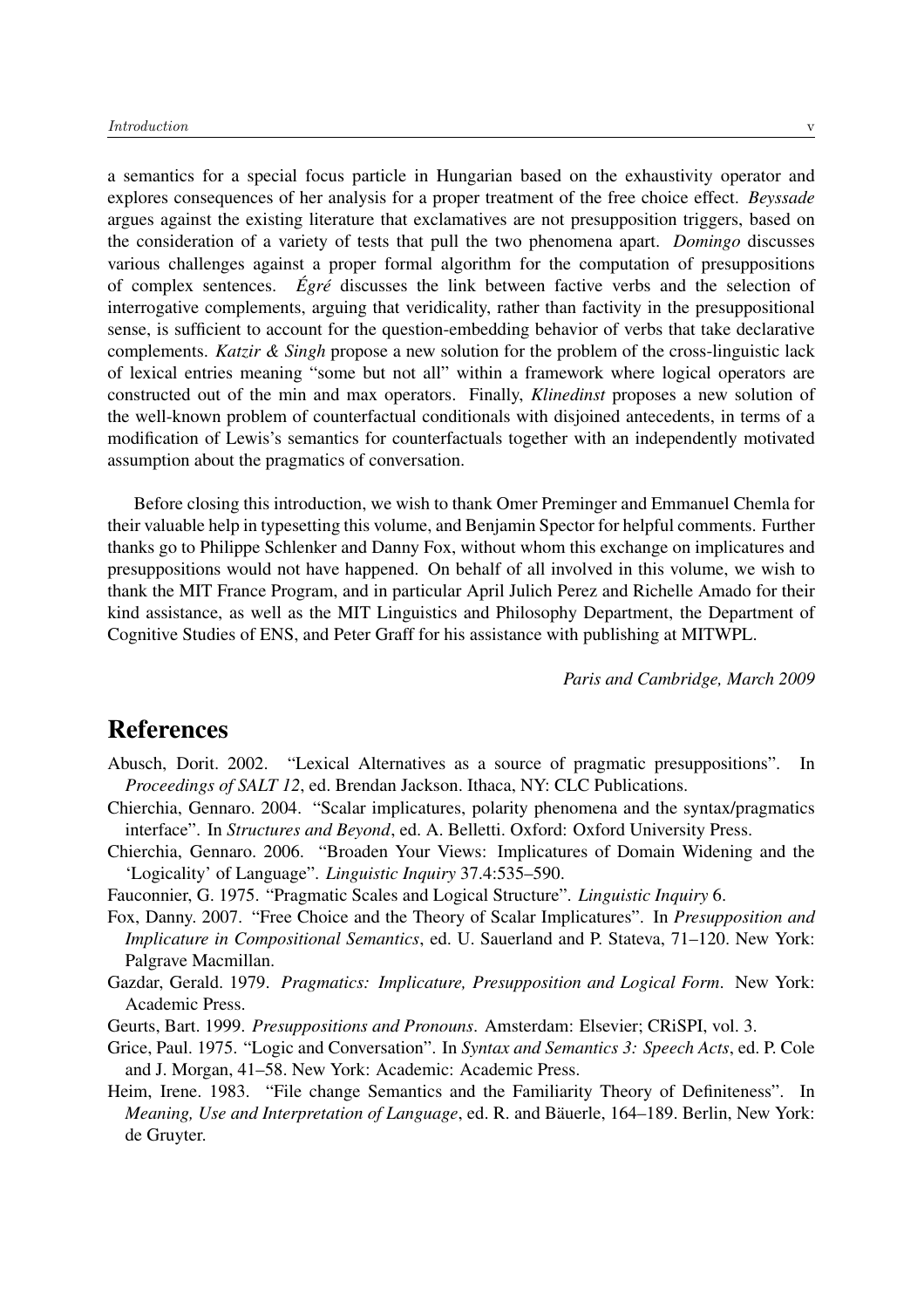a semantics for a special focus particle in Hungarian based on the exhaustivity operator and explores consequences of her analysis for a proper treatment of the free choice effect. *Beyssade* argues against the existing literature that exclamatives are not presupposition triggers, based on the consideration of a variety of tests that pull the two phenomena apart. *Domingo* discusses various challenges against a proper formal algorithm for the computation of presuppositions of complex sentences. *Égré* discusses the link between factive verbs and the selection of interrogative complements, arguing that veridicality, rather than factivity in the presuppositional sense, is sufficient to account for the question-embedding behavior of verbs that take declarative complements. *Katzir & Singh* propose a new solution for the problem of the cross-linguistic lack of lexical entries meaning "some but not all" within a framework where logical operators are constructed out of the min and max operators. Finally, *Klinedinst* proposes a new solution of the well-known problem of counterfactual conditionals with disjoined antecedents, in terms of a modification of Lewis's semantics for counterfactuals together with an independently motivated assumption about the pragmatics of conversation.

Before closing this introduction, we wish to thank Omer Preminger and Emmanuel Chemla for their valuable help in typesetting this volume, and Benjamin Spector for helpful comments. Further thanks go to Philippe Schlenker and Danny Fox, without whom this exchange on implicatures and presuppositions would not have happened. On behalf of all involved in this volume, we wish to thank the MIT France Program, and in particular April Julich Perez and Richelle Amado for their kind assistance, as well as the MIT Linguistics and Philosophy Department, the Department of Cognitive Studies of ENS, and Peter Graff for his assistance with publishing at MITWPL.

*Paris and Cambridge, March 2009*

## References

Abusch, Dorit. 2002. "Lexical Alternatives as a source of pragmatic presuppositions". In *Proceedings of SALT 12*, ed. Brendan Jackson. Ithaca, NY: CLC Publications.

Chierchia, Gennaro. 2004. "Scalar implicatures, polarity phenomena and the syntax/pragmatics interface". In *Structures and Beyond*, ed. A. Belletti. Oxford: Oxford University Press.

Chierchia, Gennaro. 2006. "Broaden Your Views: Implicatures of Domain Widening and the 'Logicality' of Language". *Linguistic Inquiry* 37.4:535–590.

Fauconnier, G. 1975. "Pragmatic Scales and Logical Structure". *Linguistic Inquiry* 6.

Fox, Danny. 2007. "Free Choice and the Theory of Scalar Implicatures". In *Presupposition and Implicature in Compositional Semantics*, ed. U. Sauerland and P. Stateva, 71–120. New York: Palgrave Macmillan.

Gazdar, Gerald. 1979. *Pragmatics: Implicature, Presupposition and Logical Form*. New York: Academic Press.

Geurts, Bart. 1999. *Presuppositions and Pronouns*. Amsterdam: Elsevier; CRiSPI, vol. 3.

Grice, Paul. 1975. "Logic and Conversation". In *Syntax and Semantics 3: Speech Acts*, ed. P. Cole and J. Morgan, 41–58. New York: Academic: Academic Press.

Heim, Irene. 1983. "File change Semantics and the Familiarity Theory of Definiteness". In *Meaning, Use and Interpretation of Language*, ed. R. and Bäuerle, 164–189. Berlin, New York: de Gruyter.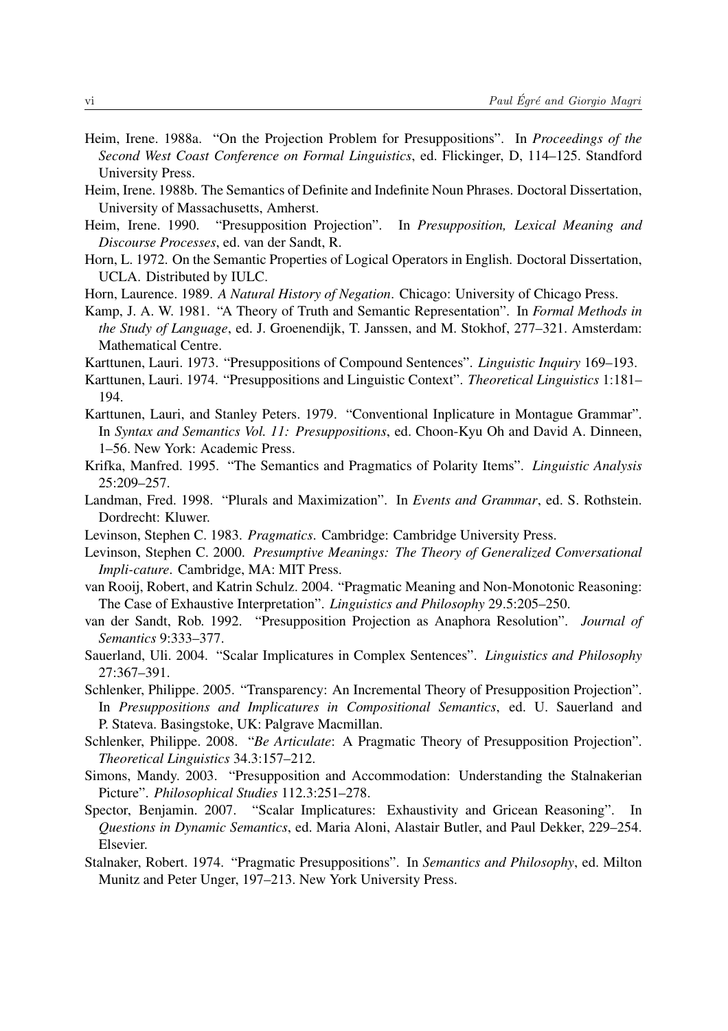Heim, Irene. 1988a. "On the Projection Problem for Presuppositions". In *Proceedings of the Second West Coast Conference on Formal Linguistics*, ed. Flickinger, D, 114–125. Standford University Press.

Heim, Irene. 1988b. The Semantics of Definite and Indefinite Noun Phrases. Doctoral Dissertation, University of Massachusetts, Amherst.

Heim, Irene. 1990. "Presupposition Projection". In *Presupposition, Lexical Meaning and Discourse Processes*, ed. van der Sandt, R.

Horn, L. 1972. On the Semantic Properties of Logical Operators in English. Doctoral Dissertation, UCLA. Distributed by IULC.

Horn, Laurence. 1989. *A Natural History of Negation*. Chicago: University of Chicago Press.

Kamp, J. A. W. 1981. "A Theory of Truth and Semantic Representation". In *Formal Methods in the Study of Language*, ed. J. Groenendijk, T. Janssen, and M. Stokhof, 277–321. Amsterdam: Mathematical Centre.

Karttunen, Lauri. 1973. "Presuppositions of Compound Sentences". *Linguistic Inquiry* 169–193.

Karttunen, Lauri. 1974. "Presuppositions and Linguistic Context". *Theoretical Linguistics* 1:181–194.

Karttunen, Lauri, and Stanley Peters. 1979. "Conventional Inplicature in Montague Grammar". In *Syntax and Semantics Vol. 11: Presuppositions*, ed. Choon-Kyu Oh and David A. Dinneen, 1–56. New York: Academic Press.

Krifka, Manfred. 1995. "The Semantics and Pragmatics of Polarity Items". *Linguistic Analysis* 25:209–257.

Landman, Fred. 1998. "Plurals and Maximization". In *Events and Grammar*, ed. S. Rothstein. Dordrecht: Kluwer.

Levinson, Stephen C. 1983. *Pragmatics*. Cambridge: Cambridge University Press.

Levinson, Stephen C. 2000. *Presumptive Meanings: The Theory of Generalized Conversational Impli-cature*. Cambridge, MA: MIT Press.

van Rooij, Robert, and Katrin Schulz. 2004. "Pragmatic Meaning and Non-Monotonic Reasoning: The Case of Exhaustive Interpretation". *Linguistics and Philosophy* 29.5:205–250.

van der Sandt, Rob. 1992. "Presupposition Projection as Anaphora Resolution". *Journal of Semantics* 9:333–377.

Sauerland, Uli. 2004. "Scalar Implicatures in Complex Sentences". *Linguistics and Philosophy* 27:367–391.

Schlenker, Philippe. 2005. "Transparency: An Incremental Theory of Presupposition Projection". In *Presuppositions and Implicatures in Compositional Semantics*, ed. U. Sauerland and P. Stateva. Basingstoke, UK: Palgrave Macmillan.

Schlenker, Philippe. 2008. "*Be Articulate*: A Pragmatic Theory of Presupposition Projection". *Theoretical Linguistics* 34.3:157–212.

Simons, Mandy. 2003. "Presupposition and Accommodation: Understanding the Stalnakerian Picture". *Philosophical Studies* 112.3:251–278.

Spector, Benjamin. 2007. "Scalar Implicatures: Exhaustivity and Gricean Reasoning". In *Questions in Dynamic Semantics*, ed. Maria Aloni, Alastair Butler, and Paul Dekker, 229–254. Elsevier.

Stalnaker, Robert. 1974. "Pragmatic Presuppositions". In *Semantics and Philosophy*, ed. Milton Munitz and Peter Unger, 197–213. New York University Press.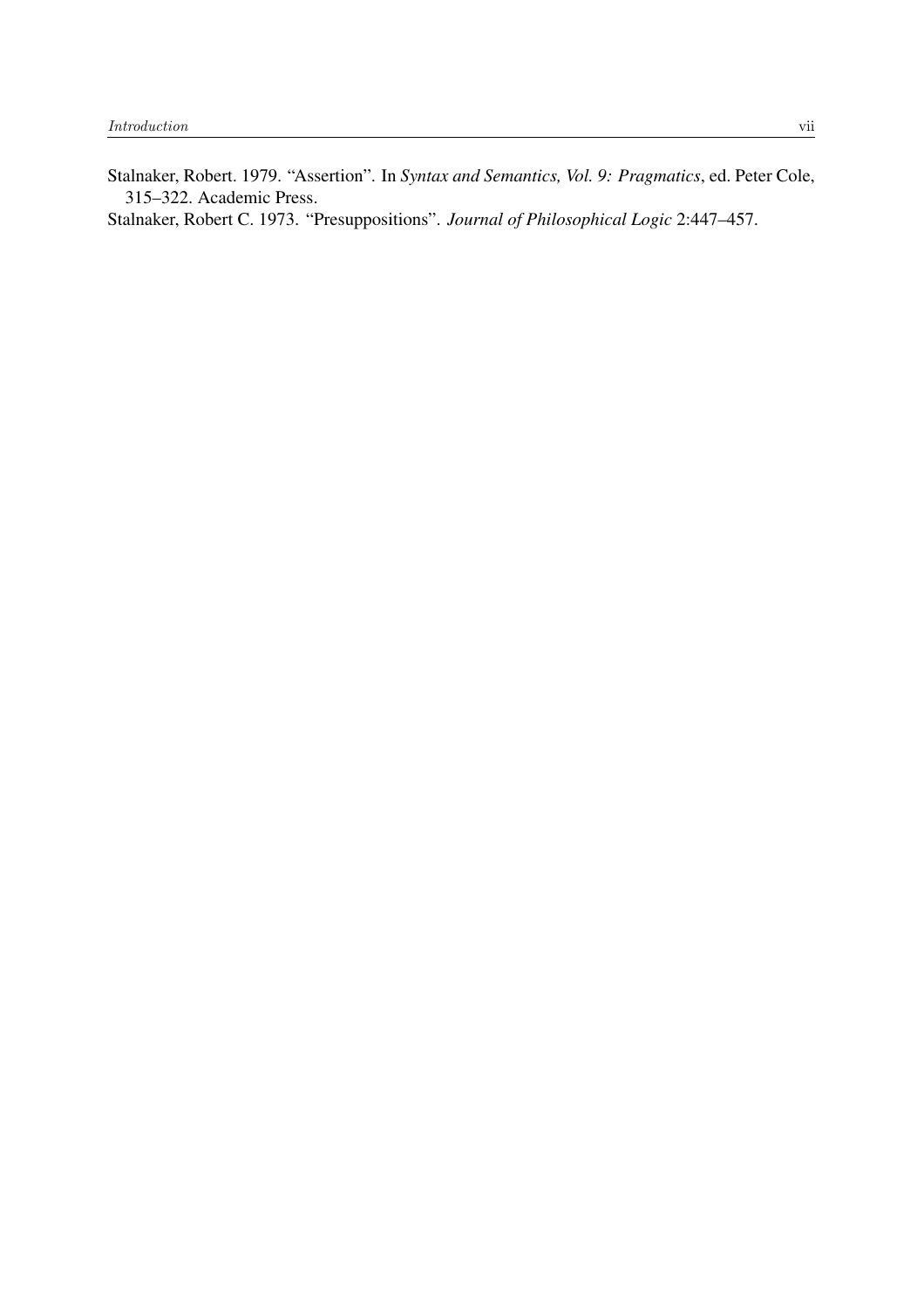Stalnaker, Robert. 1979. "Assertion". In *Syntax and Semantics, Vol. 9: Pragmatics*, ed. Peter Cole, 315–322. Academic Press.

Stalnaker, Robert C. 1973. "Presuppositions". *Journal of Philosophical Logic* 2:447–457.